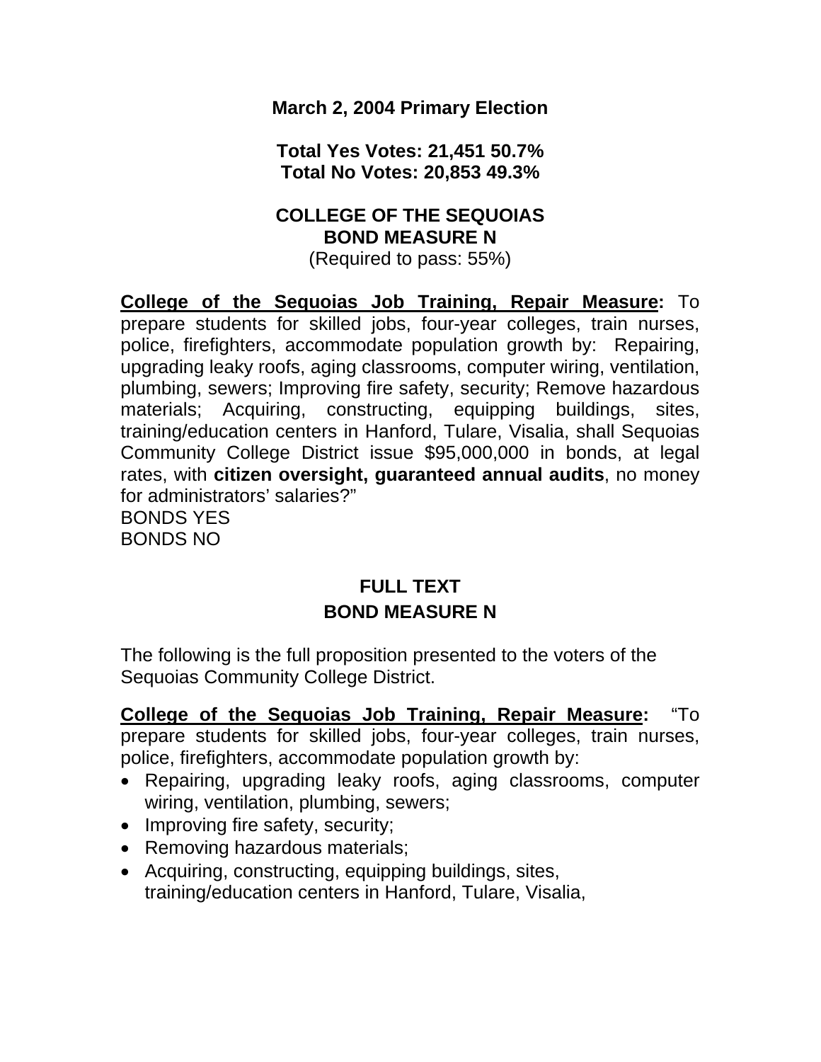**March 2, 2004 Primary Election**

**Total Yes Votes: 21,451 50.7%**
**Total No Votes: 20,853 49.3%**

## COLLEGE OF THE SEQUOIAS BOND MEASURE N

(Required to pass: 55%)

**<u>College of the Sequoias Job Training, Repair Measure</u>:** To prepare students for skilled jobs, four-year colleges, train nurses, police, firefighters, accommodate population growth by: Repairing, upgrading leaky roofs, aging classrooms, computer wiring, ventilation, plumbing, sewers; Improving fire safety, security; Remove hazardous materials; Acquiring, constructing, equipping buildings, sites, training/education centers in Hanford, Tulare, Visalia, shall Sequoias Community College District issue $95,000,000 in bonds, at legal rates, with **citizen oversight, guaranteed annual audits**, no money for administrators' salaries?"

BONDS YES
BONDS NO

## FULL TEXT BOND MEASURE N

The following is the full proposition presented to the voters of the Sequoias Community College District.

**<u>College of the Sequoias Job Training, Repair Measure</u>:** "To prepare students for skilled jobs, four-year colleges, train nurses, police, firefighters, accommodate population growth by:

- Repairing, upgrading leaky roofs, aging classrooms, computer wiring, ventilation, plumbing, sewers;
- Improving fire safety, security;
- Removing hazardous materials;
- Acquiring, constructing, equipping buildings, sites, training/education centers in Hanford, Tulare, Visalia,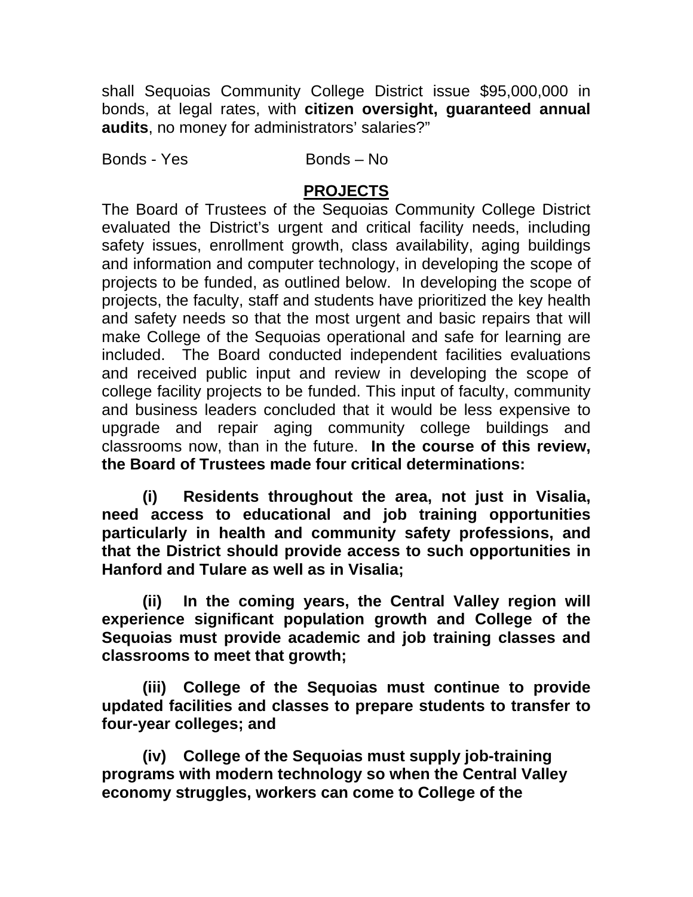shall Sequoias Community College District issue $95,000,000 in bonds, at legal rates, with **citizen oversight, guaranteed annual audits**, no money for administrators' salaries?"

Bonds - Yes Bonds – No

## PROJECTS

The Board of Trustees of the Sequoias Community College District evaluated the District's urgent and critical facility needs, including safety issues, enrollment growth, class availability, aging buildings and information and computer technology, in developing the scope of projects to be funded, as outlined below. In developing the scope of projects, the faculty, staff and students have prioritized the key health and safety needs so that the most urgent and basic repairs that will make College of the Sequoias operational and safe for learning are included. The Board conducted independent facilities evaluations and received public input and review in developing the scope of college facility projects to be funded. This input of faculty, community and business leaders concluded that it would be less expensive to upgrade and repair aging community college buildings and classrooms now, than in the future. **In the course of this review, the Board of Trustees made four critical determinations:**

**(i) Residents throughout the area, not just in Visalia, need access to educational and job training opportunities particularly in health and community safety professions, and that the District should provide access to such opportunities in Hanford and Tulare as well as in Visalia;**

**(ii) In the coming years, the Central Valley region will experience significant population growth and College of the Sequoias must provide academic and job training classes and classrooms to meet that growth;**

**(iii) College of the Sequoias must continue to provide updated facilities and classes to prepare students to transfer to four-year colleges; and**

**(iv) College of the Sequoias must supply job-training programs with modern technology so when the Central Valley economy struggles, workers can come to College of the**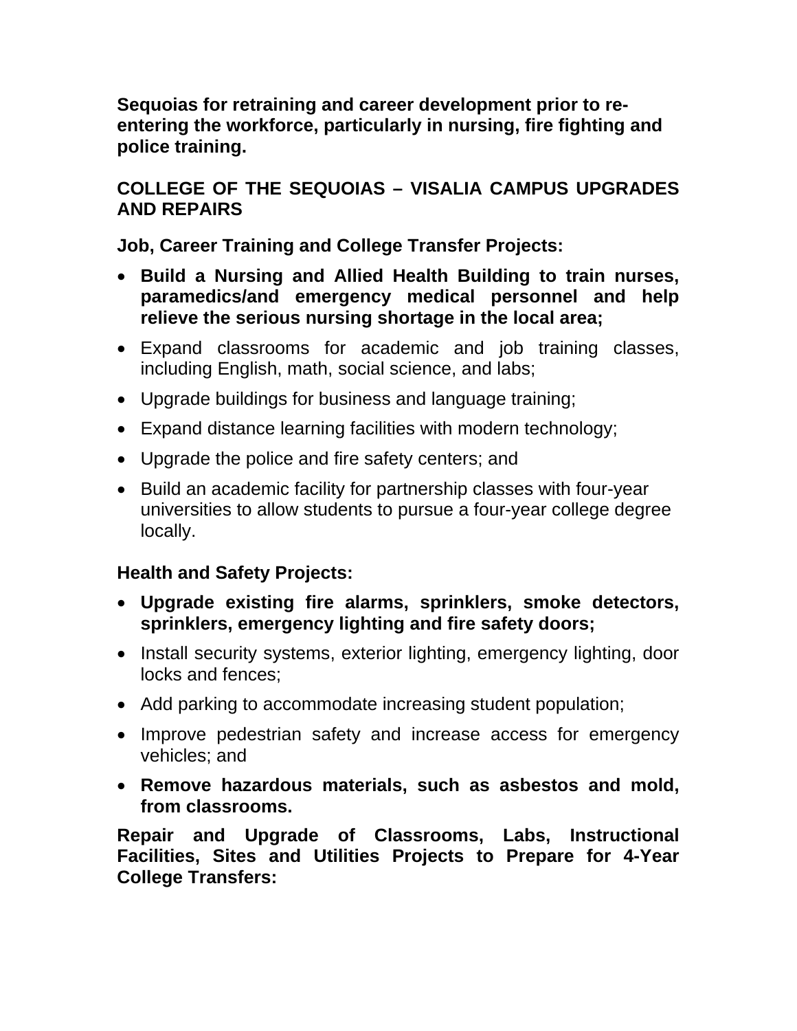**Sequoias for retraining and career development prior to re-entering the workforce, particularly in nursing, fire fighting and police training.**

## COLLEGE OF THE SEQUOIAS – VISALIA CAMPUS UPGRADES AND REPAIRS

**Job, Career Training and College Transfer Projects:**

- **Build a Nursing and Allied Health Building to train nurses, paramedics/and emergency medical personnel and help relieve the serious nursing shortage in the local area;**
- Expand classrooms for academic and job training classes, including English, math, social science, and labs;
- Upgrade buildings for business and language training;
- Expand distance learning facilities with modern technology;
- Upgrade the police and fire safety centers; and
- Build an academic facility for partnership classes with four-year universities to allow students to pursue a four-year college degree locally.

**Health and Safety Projects:**

- **Upgrade existing fire alarms, sprinklers, smoke detectors, sprinklers, emergency lighting and fire safety doors;**
- Install security systems, exterior lighting, emergency lighting, door locks and fences;
- Add parking to accommodate increasing student population;
- Improve pedestrian safety and increase access for emergency vehicles; and
- **Remove hazardous materials, such as asbestos and mold, from classrooms.**

**Repair and Upgrade of Classrooms, Labs, Instructional Facilities, Sites and Utilities Projects to Prepare for 4-Year College Transfers:**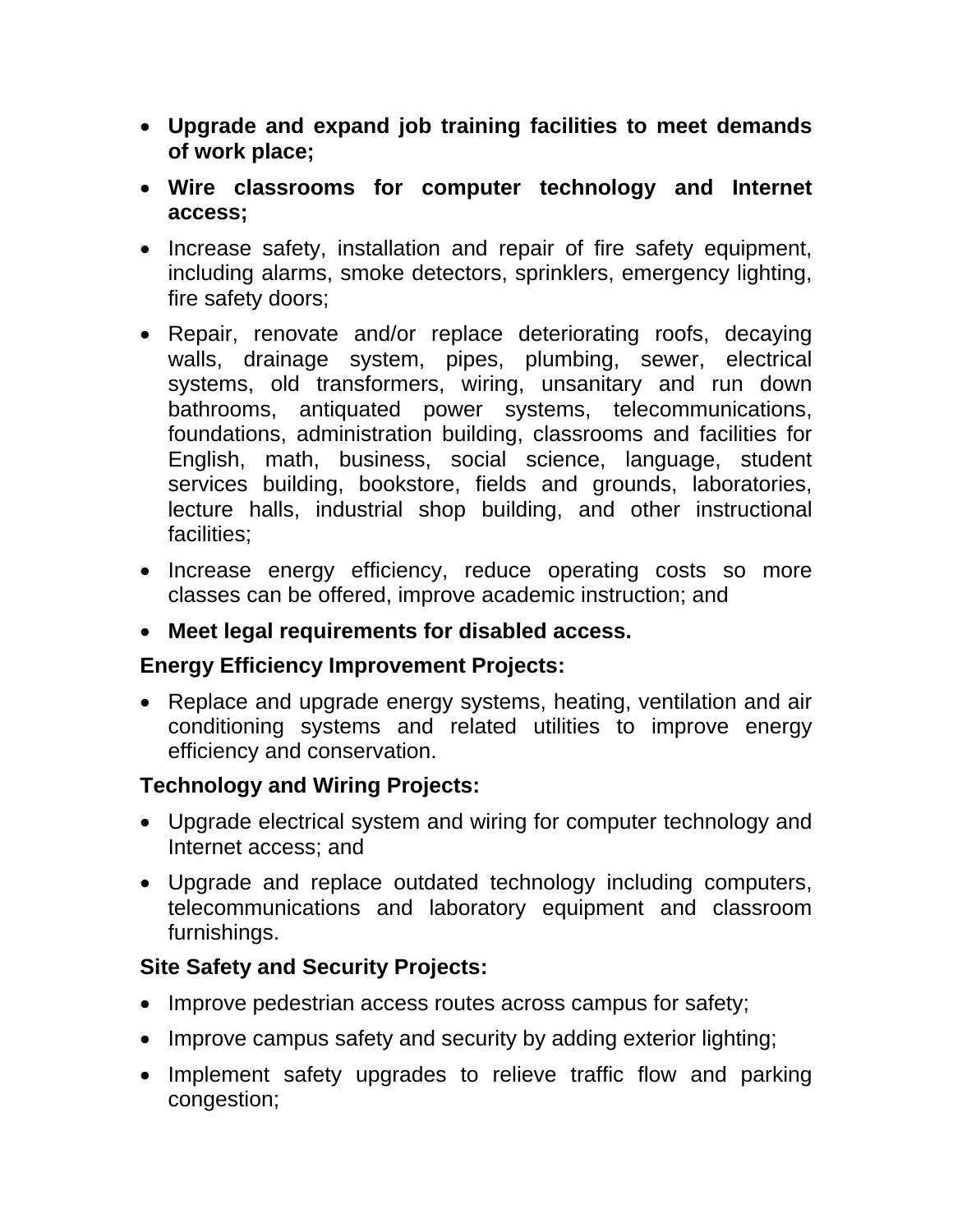- **Upgrade and expand job training facilities to meet demands of work place;**
- **Wire classrooms for computer technology and Internet access;**
- Increase safety, installation and repair of fire safety equipment, including alarms, smoke detectors, sprinklers, emergency lighting, fire safety doors;
- Repair, renovate and/or replace deteriorating roofs, decaying walls, drainage system, pipes, plumbing, sewer, electrical systems, old transformers, wiring, unsanitary and run down bathrooms, antiquated power systems, telecommunications, foundations, administration building, classrooms and facilities for English, math, business, social science, language, student services building, bookstore, fields and grounds, laboratories, lecture halls, industrial shop building, and other instructional facilities;
- Increase energy efficiency, reduce operating costs so more classes can be offered, improve academic instruction; and
- **Meet legal requirements for disabled access.**

**Energy Efficiency Improvement Projects:**

- Replace and upgrade energy systems, heating, ventilation and air conditioning systems and related utilities to improve energy efficiency and conservation.

**Technology and Wiring Projects:**

- Upgrade electrical system and wiring for computer technology and Internet access; and
- Upgrade and replace outdated technology including computers, telecommunications and laboratory equipment and classroom furnishings.

**Site Safety and Security Projects:**

- Improve pedestrian access routes across campus for safety;
- Improve campus safety and security by adding exterior lighting;
- Implement safety upgrades to relieve traffic flow and parking congestion;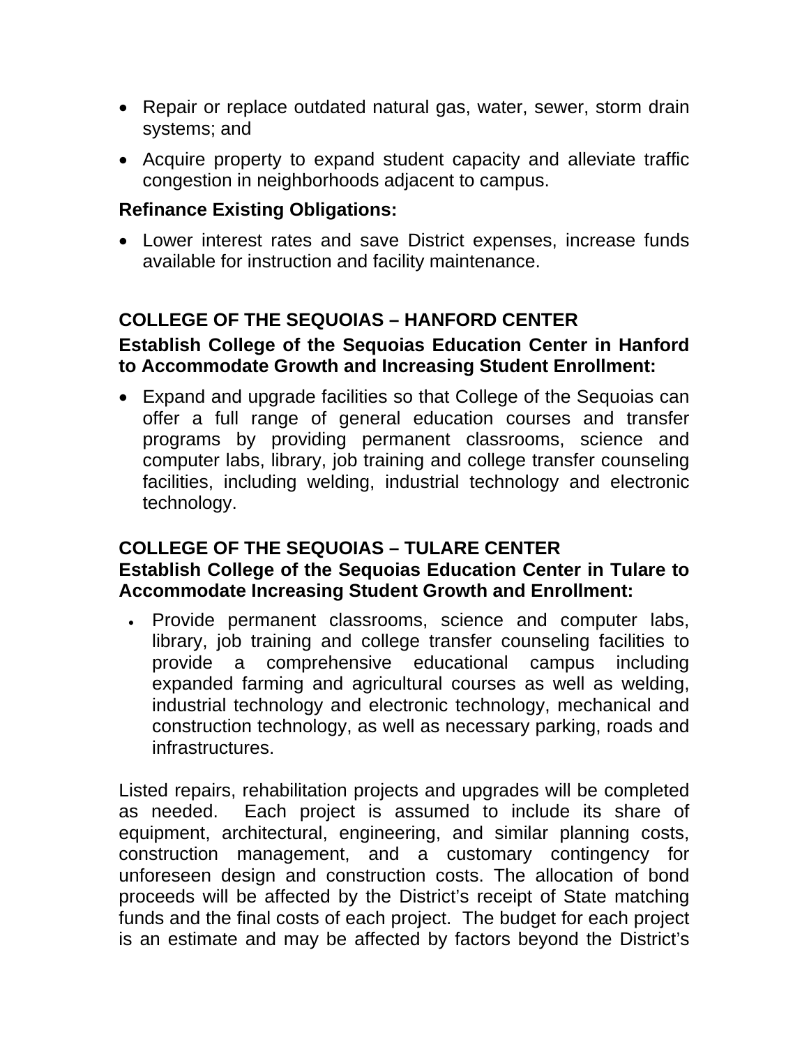- Repair or replace outdated natural gas, water, sewer, storm drain systems; and
- Acquire property to expand student capacity and alleviate traffic congestion in neighborhoods adjacent to campus.

**Refinance Existing Obligations:**

- Lower interest rates and save District expenses, increase funds available for instruction and facility maintenance.

## COLLEGE OF THE SEQUOIAS – HANFORD CENTER

**Establish College of the Sequoias Education Center in Hanford to Accommodate Growth and Increasing Student Enrollment:**

- Expand and upgrade facilities so that College of the Sequoias can offer a full range of general education courses and transfer programs by providing permanent classrooms, science and computer labs, library, job training and college transfer counseling facilities, including welding, industrial technology and electronic technology.

## COLLEGE OF THE SEQUOIAS – TULARE CENTER

**Establish College of the Sequoias Education Center in Tulare to Accommodate Increasing Student Growth and Enrollment:**

- Provide permanent classrooms, science and computer labs, library, job training and college transfer counseling facilities to provide a comprehensive educational campus including expanded farming and agricultural courses as well as welding, industrial technology and electronic technology, mechanical and construction technology, as well as necessary parking, roads and infrastructures.

Listed repairs, rehabilitation projects and upgrades will be completed as needed. Each project is assumed to include its share of equipment, architectural, engineering, and similar planning costs, construction management, and a customary contingency for unforeseen design and construction costs. The allocation of bond proceeds will be affected by the District's receipt of State matching funds and the final costs of each project. The budget for each project is an estimate and may be affected by factors beyond the District's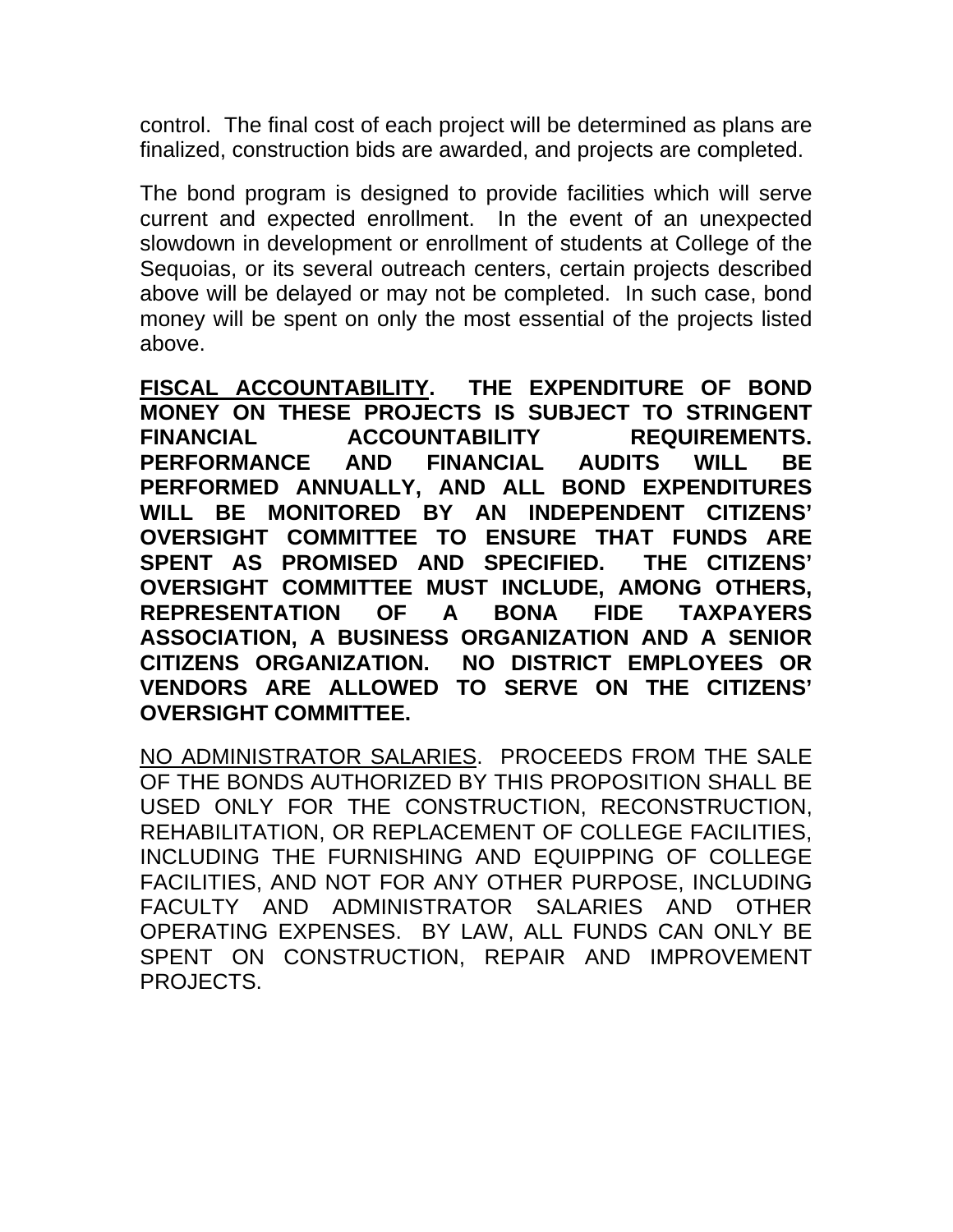control. The final cost of each project will be determined as plans are finalized, construction bids are awarded, and projects are completed.

The bond program is designed to provide facilities which will serve current and expected enrollment. In the event of an unexpected slowdown in development or enrollment of students at College of the Sequoias, or its several outreach centers, certain projects described above will be delayed or may not be completed. In such case, bond money will be spent on only the most essential of the projects listed above.

**<u>FISCAL ACCOUNTABILITY</u>. THE EXPENDITURE OF BOND MONEY ON THESE PROJECTS IS SUBJECT TO STRINGENT FINANCIAL ACCOUNTABILITY REQUIREMENTS. PERFORMANCE AND FINANCIAL AUDITS WILL BE PERFORMED ANNUALLY, AND ALL BOND EXPENDITURES WILL BE MONITORED BY AN INDEPENDENT CITIZENS' OVERSIGHT COMMITTEE TO ENSURE THAT FUNDS ARE SPENT AS PROMISED AND SPECIFIED. THE CITIZENS' OVERSIGHT COMMITTEE MUST INCLUDE, AMONG OTHERS, REPRESENTATION OF A BONA FIDE TAXPAYERS ASSOCIATION, A BUSINESS ORGANIZATION AND A SENIOR CITIZENS ORGANIZATION. NO DISTRICT EMPLOYEES OR VENDORS ARE ALLOWED TO SERVE ON THE CITIZENS' OVERSIGHT COMMITTEE.**

<u>NO ADMINISTRATOR SALARIES</u>. PROCEEDS FROM THE SALE OF THE BONDS AUTHORIZED BY THIS PROPOSITION SHALL BE USED ONLY FOR THE CONSTRUCTION, RECONSTRUCTION, REHABILITATION, OR REPLACEMENT OF COLLEGE FACILITIES, INCLUDING THE FURNISHING AND EQUIPPING OF COLLEGE FACILITIES, AND NOT FOR ANY OTHER PURPOSE, INCLUDING FACULTY AND ADMINISTRATOR SALARIES AND OTHER OPERATING EXPENSES. BY LAW, ALL FUNDS CAN ONLY BE SPENT ON CONSTRUCTION, REPAIR AND IMPROVEMENT PROJECTS.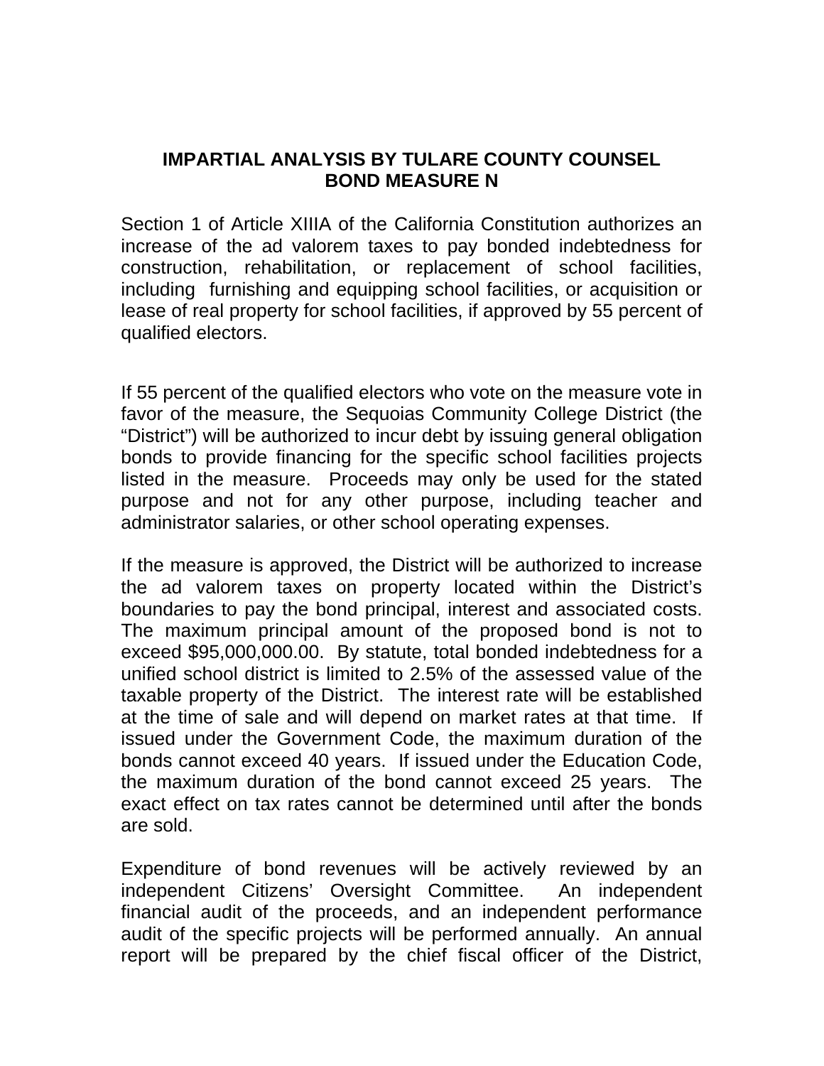# IMPARTIAL ANALYSIS BY TULARE COUNTY COUNSEL
# BOND MEASURE N

Section 1 of Article XIIIA of the California Constitution authorizes an increase of the ad valorem taxes to pay bonded indebtedness for construction, rehabilitation, or replacement of school facilities, including furnishing and equipping school facilities, or acquisition or lease of real property for school facilities, if approved by 55 percent of qualified electors.

If 55 percent of the qualified electors who vote on the measure vote in favor of the measure, the Sequoias Community College District (the "District") will be authorized to incur debt by issuing general obligation bonds to provide financing for the specific school facilities projects listed in the measure. Proceeds may only be used for the stated purpose and not for any other purpose, including teacher and administrator salaries, or other school operating expenses.

If the measure is approved, the District will be authorized to increase the ad valorem taxes on property located within the District's boundaries to pay the bond principal, interest and associated costs. The maximum principal amount of the proposed bond is not to exceed $95,000,000.00. By statute, total bonded indebtedness for a unified school district is limited to 2.5% of the assessed value of the taxable property of the District. The interest rate will be established at the time of sale and will depend on market rates at that time. If issued under the Government Code, the maximum duration of the bonds cannot exceed 40 years. If issued under the Education Code, the maximum duration of the bond cannot exceed 25 years. The exact effect on tax rates cannot be determined until after the bonds are sold.

Expenditure of bond revenues will be actively reviewed by an independent Citizens' Oversight Committee. An independent financial audit of the proceeds, and an independent performance audit of the specific projects will be performed annually. An annual report will be prepared by the chief fiscal officer of the District,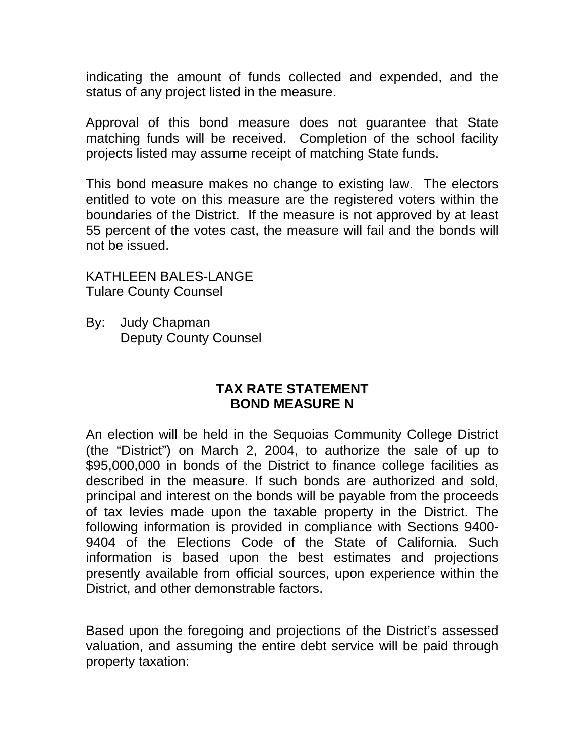indicating the amount of funds collected and expended, and the status of any project listed in the measure.

Approval of this bond measure does not guarantee that State matching funds will be received. Completion of the school facility projects listed may assume receipt of matching State funds.

This bond measure makes no change to existing law. The electors entitled to vote on this measure are the registered voters within the boundaries of the District. If the measure is not approved by at least 55 percent of the votes cast, the measure will fail and the bonds will not be issued.

KATHLEEN BALES-LANGE
Tulare County Counsel

By: Judy Chapman
Deputy County Counsel

## TAX RATE STATEMENT
## BOND MEASURE N

An election will be held in the Sequoias Community College District (the "District") on March 2, 2004, to authorize the sale of up to $95,000,000 in bonds of the District to finance college facilities as described in the measure. If such bonds are authorized and sold, principal and interest on the bonds will be payable from the proceeds of tax levies made upon the taxable property in the District. The following information is provided in compliance with Sections 9400-9404 of the Elections Code of the State of California. Such information is based upon the best estimates and projections presently available from official sources, upon experience within the District, and other demonstrable factors.

Based upon the foregoing and projections of the District's assessed valuation, and assuming the entire debt service will be paid through property taxation: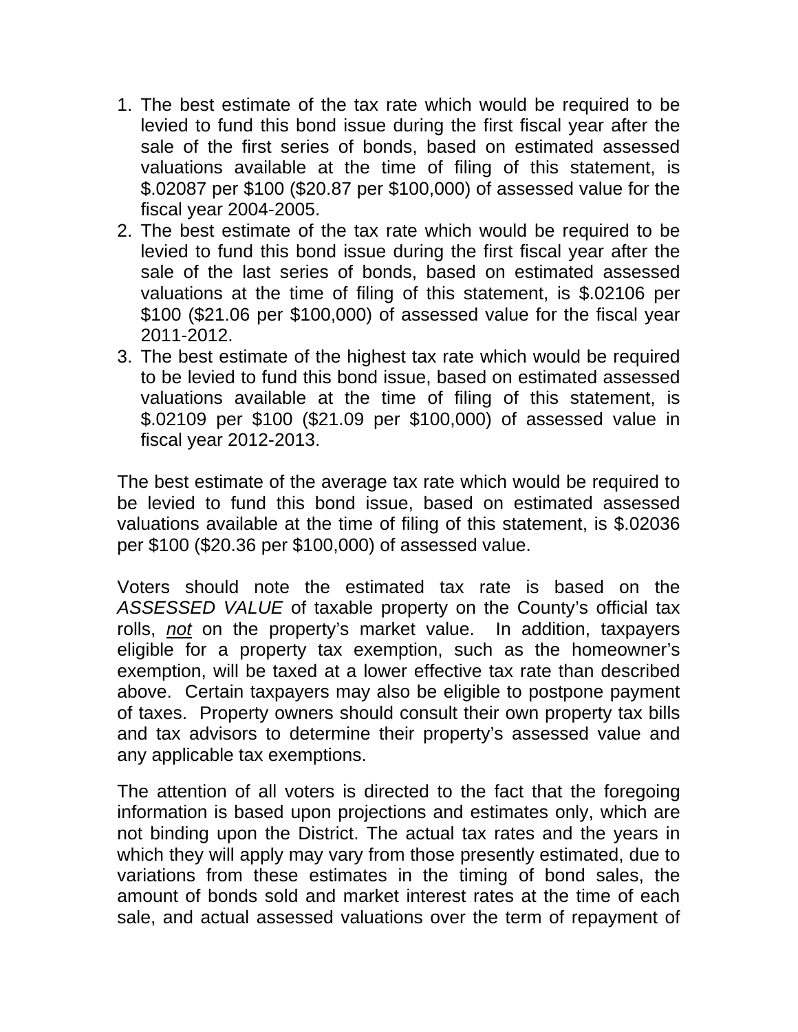1. The best estimate of the tax rate which would be required to be levied to fund this bond issue during the first fiscal year after the sale of the first series of bonds, based on estimated assessed valuations available at the time of filing of this statement, is $.02087 per $100 ($20.87 per $100,000) of assessed value for the fiscal year 2004-2005.
2. The best estimate of the tax rate which would be required to be levied to fund this bond issue during the first fiscal year after the sale of the last series of bonds, based on estimated assessed valuations at the time of filing of this statement, is $.02106 per $100 ($21.06 per $100,000) of assessed value for the fiscal year 2011-2012.
3. The best estimate of the highest tax rate which would be required to be levied to fund this bond issue, based on estimated assessed valuations available at the time of filing of this statement, is $.02109 per $100 ($21.09 per $100,000) of assessed value in fiscal year 2012-2013.

The best estimate of the average tax rate which would be required to be levied to fund this bond issue, based on estimated assessed valuations available at the time of filing of this statement, is $.02036 per $100 ($20.36 per $100,000) of assessed value.

Voters should note the estimated tax rate is based on the *ASSESSED VALUE* of taxable property on the County's official tax rolls, *not* on the property's market value. In addition, taxpayers eligible for a property tax exemption, such as the homeowner's exemption, will be taxed at a lower effective tax rate than described above. Certain taxpayers may also be eligible to postpone payment of taxes. Property owners should consult their own property tax bills and tax advisors to determine their property's assessed value and any applicable tax exemptions.

The attention of all voters is directed to the fact that the foregoing information is based upon projections and estimates only, which are not binding upon the District. The actual tax rates and the years in which they will apply may vary from those presently estimated, due to variations from these estimates in the timing of bond sales, the amount of bonds sold and market interest rates at the time of each sale, and actual assessed valuations over the term of repayment of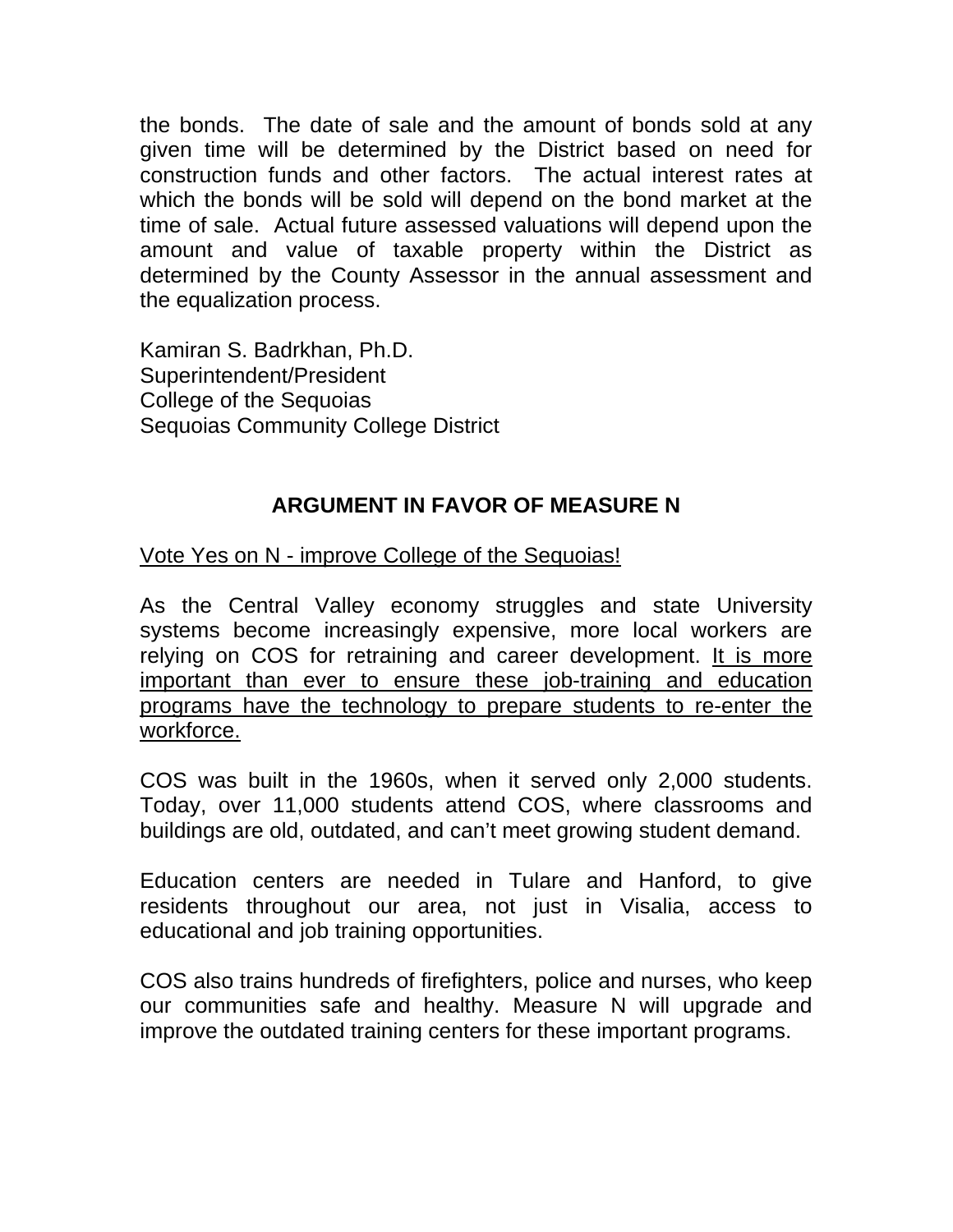the bonds. The date of sale and the amount of bonds sold at any given time will be determined by the District based on need for construction funds and other factors. The actual interest rates at which the bonds will be sold will depend on the bond market at the time of sale. Actual future assessed valuations will depend upon the amount and value of taxable property within the District as determined by the County Assessor in the annual assessment and the equalization process.

Kamiran S. Badrkhan, Ph.D.
Superintendent/President
College of the Sequoias
Sequoias Community College District

## ARGUMENT IN FAVOR OF MEASURE N

<u>Vote Yes on N - improve College of the Sequoias!</u>

As the Central Valley economy struggles and state University systems become increasingly expensive, more local workers are relying on COS for retraining and career development. <u>It is more important than ever to ensure these job-training and education programs have the technology to prepare students to re-enter the workforce.</u>

COS was built in the 1960s, when it served only 2,000 students. Today, over 11,000 students attend COS, where classrooms and buildings are old, outdated, and can't meet growing student demand.

Education centers are needed in Tulare and Hanford, to give residents throughout our area, not just in Visalia, access to educational and job training opportunities.

COS also trains hundreds of firefighters, police and nurses, who keep our communities safe and healthy. Measure N will upgrade and improve the outdated training centers for these important programs.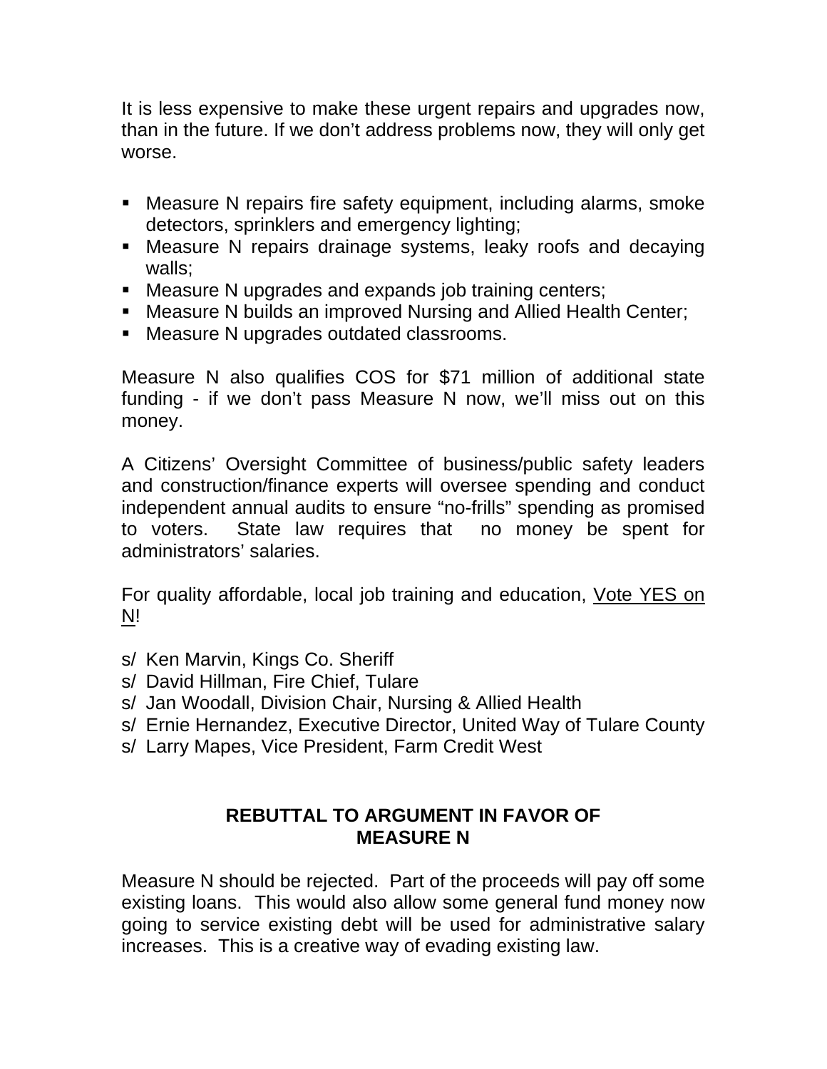It is less expensive to make these urgent repairs and upgrades now, than in the future. If we don't address problems now, they will only get worse.

- Measure N repairs fire safety equipment, including alarms, smoke detectors, sprinklers and emergency lighting;
- Measure N repairs drainage systems, leaky roofs and decaying walls;
- Measure N upgrades and expands job training centers;
- Measure N builds an improved Nursing and Allied Health Center;
- Measure N upgrades outdated classrooms.

Measure N also qualifies COS for $71 million of additional state funding - if we don't pass Measure N now, we'll miss out on this money.

A Citizens' Oversight Committee of business/public safety leaders and construction/finance experts will oversee spending and conduct independent annual audits to ensure "no-frills" spending as promised to voters. State law requires that no money be spent for administrators' salaries.

For quality affordable, local job training and education, <u>Vote YES on N</u>!

s/ Ken Marvin, Kings Co. Sheriff
s/ David Hillman, Fire Chief, Tulare
s/ Jan Woodall, Division Chair, Nursing & Allied Health
s/ Ernie Hernandez, Executive Director, United Way of Tulare County
s/ Larry Mapes, Vice President, Farm Credit West

## REBUTTAL TO ARGUMENT IN FAVOR OF MEASURE N

Measure N should be rejected. Part of the proceeds will pay off some existing loans. This would also allow some general fund money now going to service existing debt will be used for administrative salary increases. This is a creative way of evading existing law.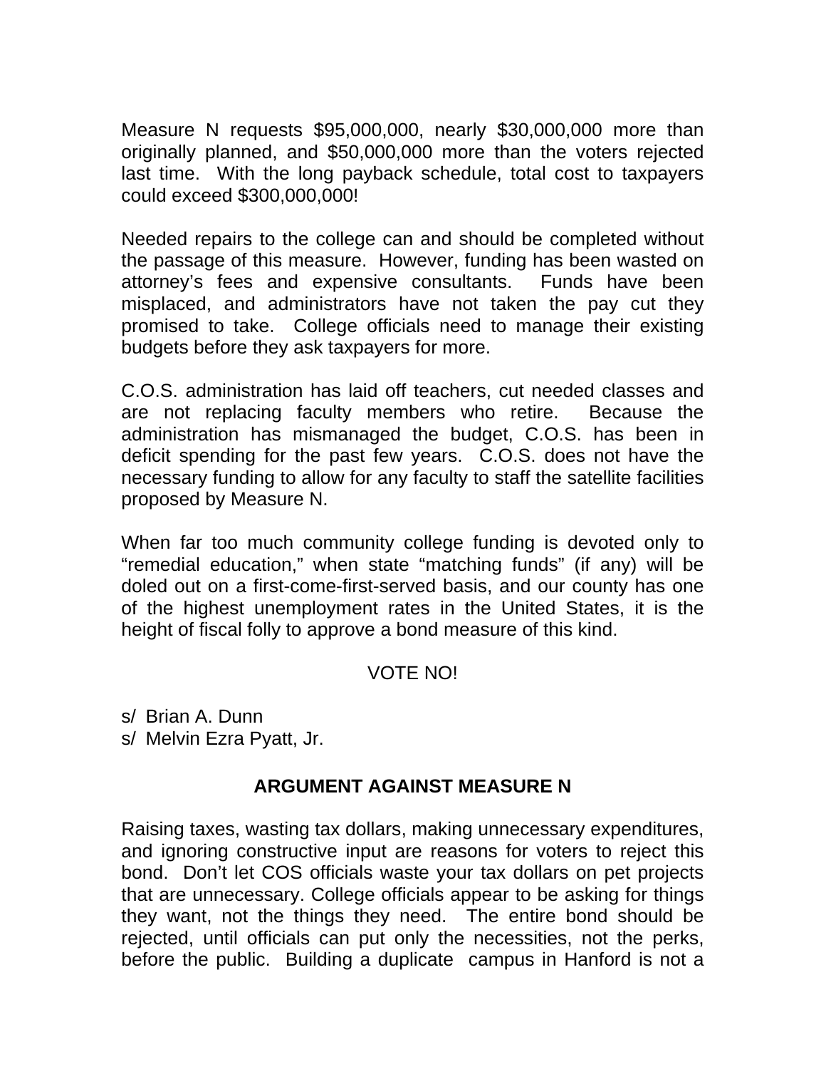Measure N requests $95,000,000, nearly $30,000,000 more than originally planned, and $50,000,000 more than the voters rejected last time. With the long payback schedule, total cost to taxpayers could exceed $300,000,000!

Needed repairs to the college can and should be completed without the passage of this measure. However, funding has been wasted on attorney's fees and expensive consultants. Funds have been misplaced, and administrators have not taken the pay cut they promised to take. College officials need to manage their existing budgets before they ask taxpayers for more.

C.O.S. administration has laid off teachers, cut needed classes and are not replacing faculty members who retire. Because the administration has mismanaged the budget, C.O.S. has been in deficit spending for the past few years. C.O.S. does not have the necessary funding to allow for any faculty to staff the satellite facilities proposed by Measure N.

When far too much community college funding is devoted only to "remedial education," when state "matching funds" (if any) will be doled out on a first-come-first-served basis, and our county has one of the highest unemployment rates in the United States, it is the height of fiscal folly to approve a bond measure of this kind.

VOTE NO!

s/ Brian A. Dunn
s/ Melvin Ezra Pyatt, Jr.

## ARGUMENT AGAINST MEASURE N

Raising taxes, wasting tax dollars, making unnecessary expenditures, and ignoring constructive input are reasons for voters to reject this bond. Don't let COS officials waste your tax dollars on pet projects that are unnecessary. College officials appear to be asking for things they want, not the things they need. The entire bond should be rejected, until officials can put only the necessities, not the perks, before the public. Building a duplicate campus in Hanford is not a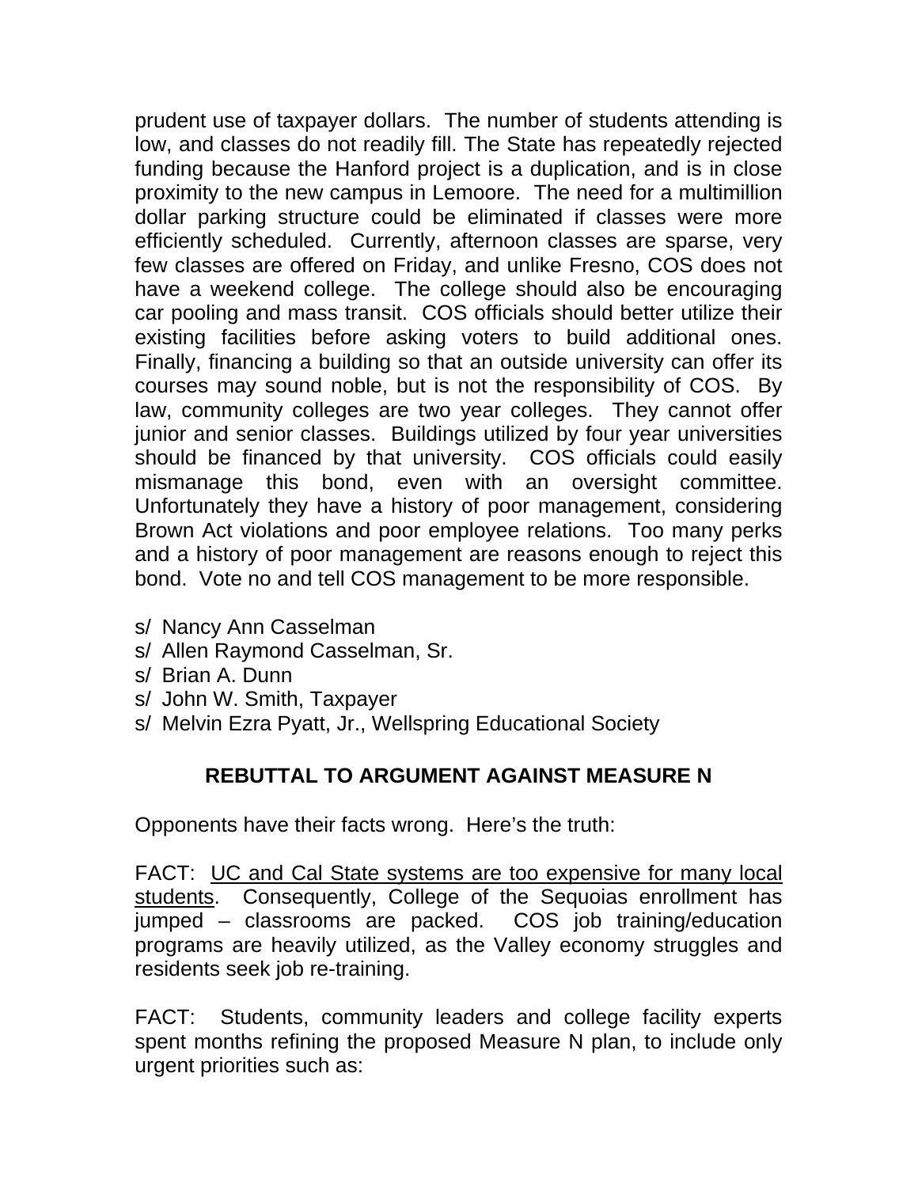prudent use of taxpayer dollars. The number of students attending is low, and classes do not readily fill. The State has repeatedly rejected funding because the Hanford project is a duplication, and is in close proximity to the new campus in Lemoore. The need for a multimillion dollar parking structure could be eliminated if classes were more efficiently scheduled. Currently, afternoon classes are sparse, very few classes are offered on Friday, and unlike Fresno, COS does not have a weekend college. The college should also be encouraging car pooling and mass transit. COS officials should better utilize their existing facilities before asking voters to build additional ones. Finally, financing a building so that an outside university can offer its courses may sound noble, but is not the responsibility of COS. By law, community colleges are two year colleges. They cannot offer junior and senior classes. Buildings utilized by four year universities should be financed by that university. COS officials could easily mismanage this bond, even with an oversight committee. Unfortunately they have a history of poor management, considering Brown Act violations and poor employee relations. Too many perks and a history of poor management are reasons enough to reject this bond. Vote no and tell COS management to be more responsible.

s/ Nancy Ann Casselman
s/ Allen Raymond Casselman, Sr.
s/ Brian A. Dunn
s/ John W. Smith, Taxpayer
s/ Melvin Ezra Pyatt, Jr., Wellspring Educational Society

## REBUTTAL TO ARGUMENT AGAINST MEASURE N

Opponents have their facts wrong. Here's the truth:

FACT: <u>UC and Cal State systems are too expensive for many local students</u>. Consequently, College of the Sequoias enrollment has jumped – classrooms are packed. COS job training/education programs are heavily utilized, as the Valley economy struggles and residents seek job re-training.

FACT: Students, community leaders and college facility experts spent months refining the proposed Measure N plan, to include only urgent priorities such as: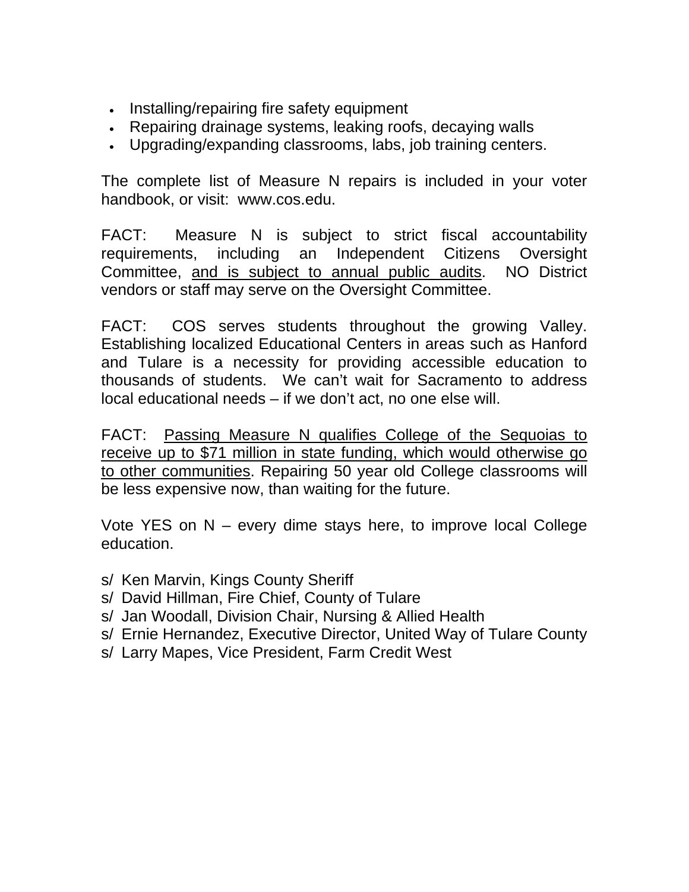- Installing/repairing fire safety equipment
- Repairing drainage systems, leaking roofs, decaying walls
- Upgrading/expanding classrooms, labs, job training centers.

The complete list of Measure N repairs is included in your voter handbook, or visit: www.cos.edu.

FACT: Measure N is subject to strict fiscal accountability requirements, including an Independent Citizens Oversight Committee, <u>and is subject to annual public audits</u>. NO District vendors or staff may serve on the Oversight Committee.

FACT: COS serves students throughout the growing Valley. Establishing localized Educational Centers in areas such as Hanford and Tulare is a necessity for providing accessible education to thousands of students. We can't wait for Sacramento to address local educational needs – if we don't act, no one else will.

FACT: <u>Passing Measure N qualifies College of the Sequoias to receive up to $71 million in state funding, which would otherwise go to other communities</u>. Repairing 50 year old College classrooms will be less expensive now, than waiting for the future.

Vote YES on N – every dime stays here, to improve local College education.

s/ Ken Marvin, Kings County Sheriff
s/ David Hillman, Fire Chief, County of Tulare
s/ Jan Woodall, Division Chair, Nursing & Allied Health
s/ Ernie Hernandez, Executive Director, United Way of Tulare County
s/ Larry Mapes, Vice President, Farm Credit West